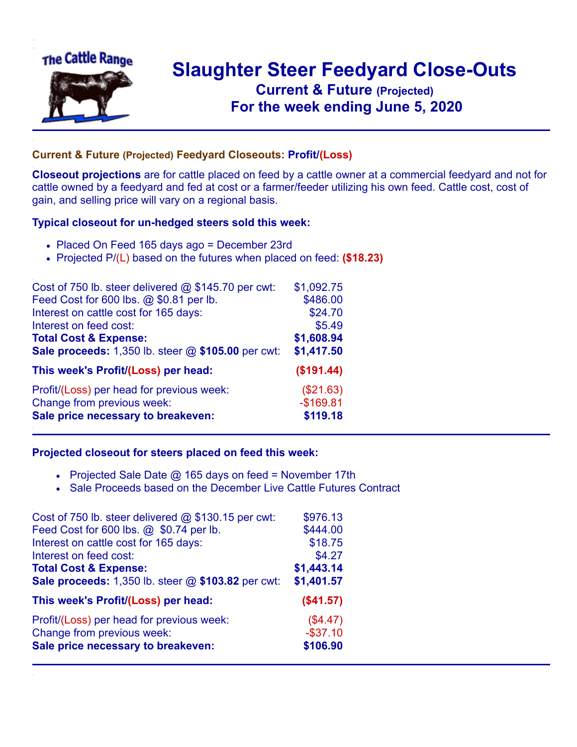# Slaughter Steer Feedyard Close-Outs

## Current & Future (Projected)

## For the week ending June 5, 2020

### Current & Future (Projected) Feedyard Closeouts: Profit/(Loss)

**Closeout projections** are for cattle placed on feed by a cattle owner at a commercial feedyard and not for cattle owned by a feedyard and fed at cost or a farmer/feeder utilizing his own feed. Cattle cost, cost of gain, and selling price will vary on a regional basis.

### Typical closeout for un-hedged steers sold this week:

- Placed On Feed 165 days ago = December 23rd
- Projected P/(L) based on the futures when placed on feed: **($18.23)**

| | |
|---|---|
| Cost of 750 lb. steer delivered @ $145.70 per cwt: | $1,092.75 |
| Feed Cost for 600 lbs. @ $0.81 per lb. | $486.00 |
| Interest on cattle cost for 165 days: | $24.70 |
| Interest on feed cost: | $5.49 |
| **Total Cost & Expense:** | **$1,608.94** |
| **Sale proceeds:** 1,350 lb. steer @ **$105.00** per cwt: | **$1,417.50** |
| **This week's Profit/(Loss) per head:** | **($191.44)** |
| Profit/(Loss) per head for previous week: | ($21.63) |
| Change from previous week: | -$169.81 |
| **Sale price necessary to breakeven:** | **$119.18** |

### Projected closeout for steers placed on feed this week:

- Projected Sale Date @ 165 days on feed = November 17th
- Sale Proceeds based on the December Live Cattle Futures Contract

| | |
|---|---|
| Cost of 750 lb. steer delivered @ $130.15 per cwt: | $976.13 |
| Feed Cost for 600 lbs. @ $0.74 per lb. | $444.00 |
| Interest on cattle cost for 165 days: | $18.75 |
| Interest on feed cost: | $4.27 |
| **Total Cost & Expense:** | **$1,443.14** |
| **Sale proceeds:** 1,350 lb. steer @ **$103.82** per cwt: | **$1,401.57** |
| **This week's Profit/(Loss) per head:** | **($41.57)** |
| Profit/(Loss) per head for previous week: | ($4.47) |
| Change from previous week: | -$37.10 |
| **Sale price necessary to breakeven:** | **$106.90** |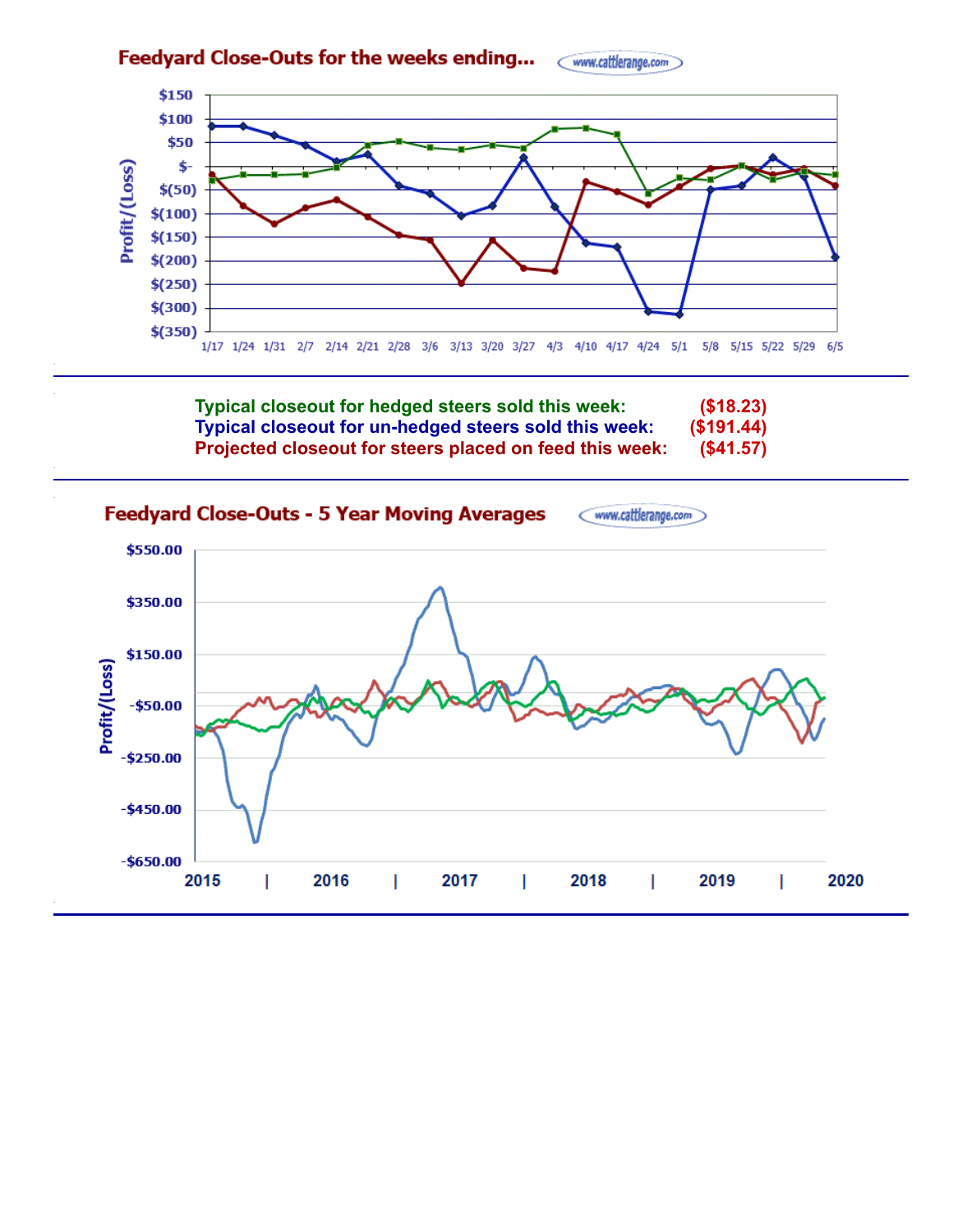## Feedyard Close-Outs for the weeks ending...

www.cattlerange.com

Profit/(Loss)

$150
$100
$50
$-
$(50)
$(100)
$(150)
$(200)
$(250)
$(300)
$(350)

1/17 1/24 1/31 2/7 2/14 2/21 2/28 3/6 3/13 3/20 3/27 4/3 4/10 4/17 4/24 5/1 5/8 5/15 5/22 5/29 6/5

---

| | |
|---|---|
| **Typical closeout for hedged steers sold this week:** | **($18.23)** |
| **Typical closeout for un-hedged steers sold this week:** | **($191.44)** |
| **Projected closeout for steers placed on feed this week:** | **($41.57)** |

---

## Feedyard Close-Outs - 5 Year Moving Averages

www.cattlerange.com

Profit/(Loss)

$550.00
$350.00
$150.00
-$50.00
-$250.00
-$450.00
-$650.00

2015 | 2016 | 2017 | 2018 | 2019 | 2020